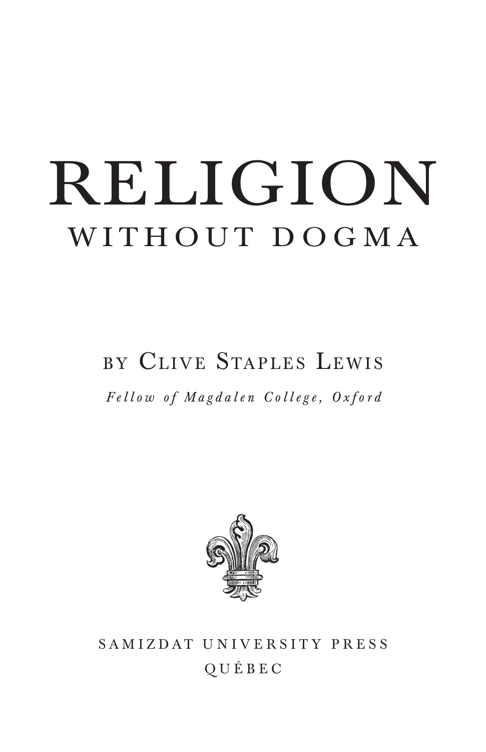# RELIGION
## WITHOUT DOGMA

BY CLIVE STAPLES LEWIS

*Fellow of Magdalen College, Oxford*

SAMIZDAT UNIVERSITY PRESS

QUÉBEC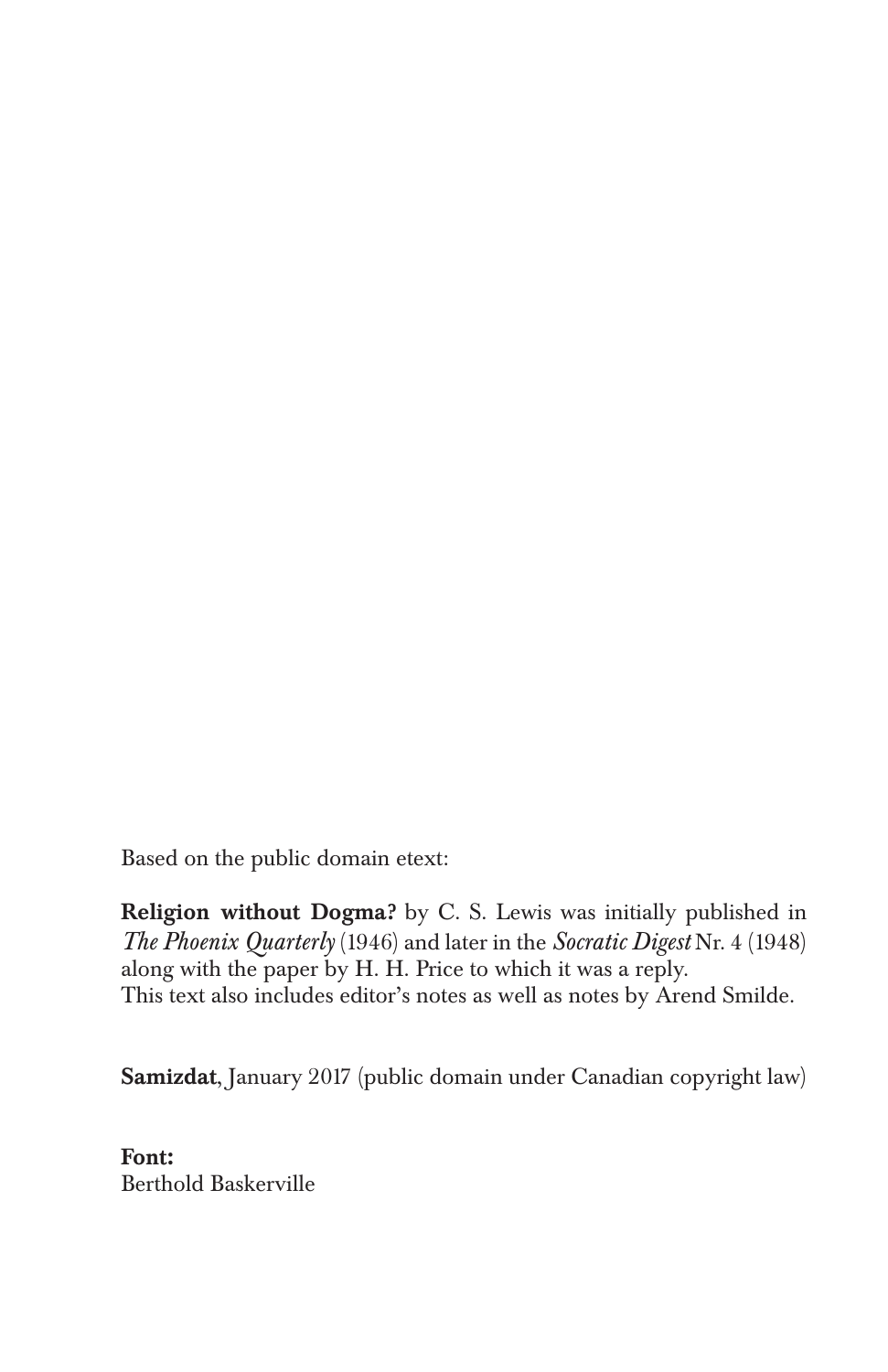Based on the public domain etext:

**Religion without Dogma?** by C. S. Lewis was initially published in *The Phoenix Quarterly* (1946) and later in the *Socratic Digest* Nr. 4 (1948) along with the paper by H. H. Price to which it was a reply.
This text also includes editor's notes as well as notes by Arend Smilde.

**Samizdat**, January 2017 (public domain under Canadian copyright law)

**Font:**
Berthold Baskerville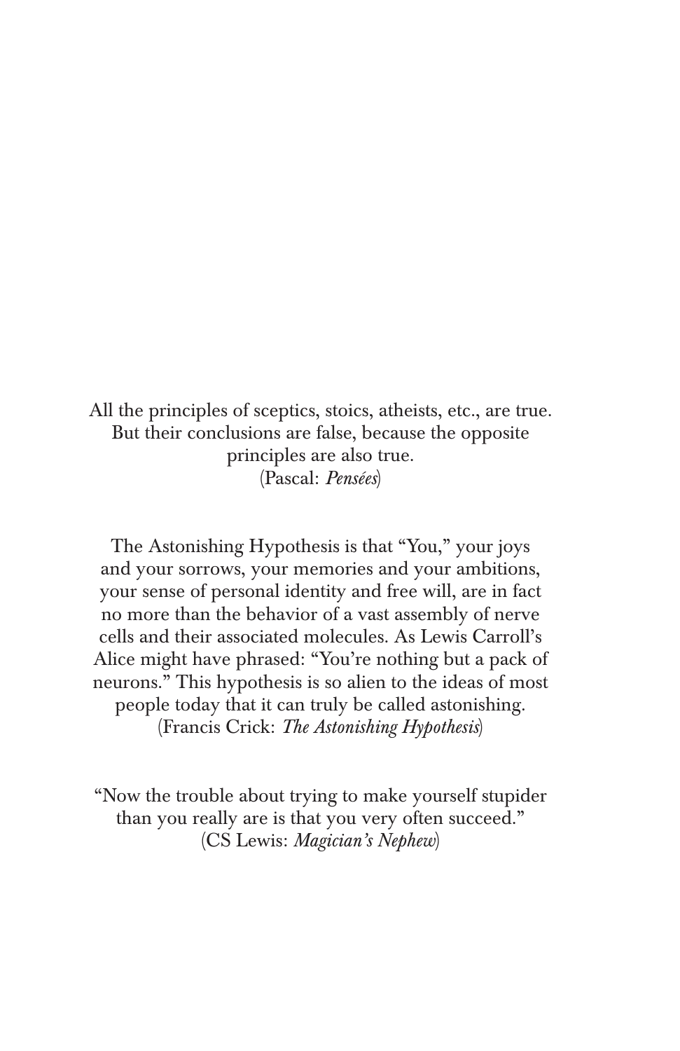All the principles of sceptics, stoics, atheists, etc., are true. But their conclusions are false, because the opposite principles are also true.
(Pascal: *Pensées*)

The Astonishing Hypothesis is that "You," your joys and your sorrows, your memories and your ambitions, your sense of personal identity and free will, are in fact no more than the behavior of a vast assembly of nerve cells and their associated molecules. As Lewis Carroll's Alice might have phrased: "You're nothing but a pack of neurons." This hypothesis is so alien to the ideas of most people today that it can truly be called astonishing.
(Francis Crick: *The Astonishing Hypothesis*)

"Now the trouble about trying to make yourself stupider than you really are is that you very often succeed."
(CS Lewis: *Magician's Nephew*)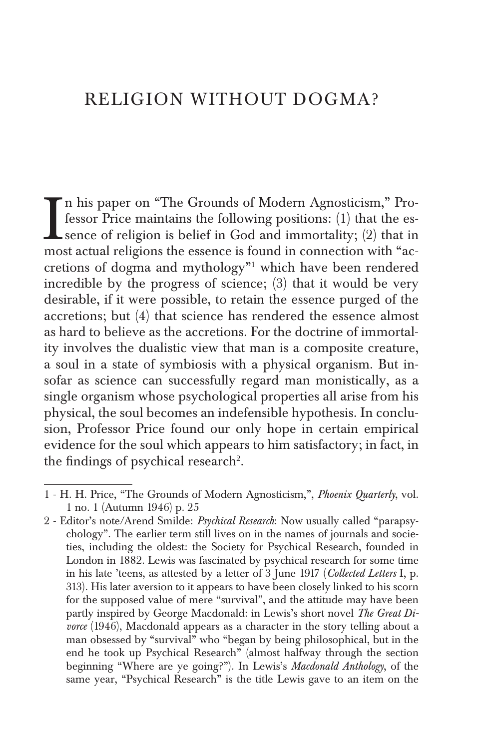# RELIGION WITHOUT DOGMA?

In his paper on "The Grounds of Modern Agnosticism," Professor Price maintains the following positions: (1) that the essence of religion is belief in God and immortality; (2) that in most actual religions the essence is found in connection with "accretions of dogma and mythology"[1] which have been rendered incredible by the progress of science; (3) that it would be very desirable, if it were possible, to retain the essence purged of the accretions; but (4) that science has rendered the essence almost as hard to believe as the accretions. For the doctrine of immortality involves the dualistic view that man is a composite creature, a soul in a state of symbiosis with a physical organism. But insofar as science can successfully regard man monistically, as a single organism whose psychological properties all arise from his physical, the soul becomes an indefensible hypothesis. In conclusion, Professor Price found our only hope in certain empirical evidence for the soul which appears to him satisfactory; in fact, in the findings of psychical research[2].

---

1 - H. H. Price, "The Grounds of Modern Agnosticism,", *Phoenix Quarterly*, vol. 1 no. 1 (Autumn 1946) p. 25

2 - Editor's note/Arend Smilde: *Psychical Research*: Now usually called "parapsychology". The earlier term still lives on in the names of journals and societies, including the oldest: the Society for Psychical Research, founded in London in 1882. Lewis was fascinated by psychical research for some time in his late 'teens, as attested by a letter of 3 June 1917 (*Collected Letters* I, p. 313). His later aversion to it appears to have been closely linked to his scorn for the supposed value of mere "survival", and the attitude may have been partly inspired by George Macdonald: in Lewis's short novel *The Great Divorce* (1946), Macdonald appears as a character in the story telling about a man obsessed by "survival" who "began by being philosophical, but in the end he took up Psychical Research" (almost halfway through the section beginning "Where are ye going?"). In Lewis's *Macdonald Anthology*, of the same year, "Psychical Research" is the title Lewis gave to an item on the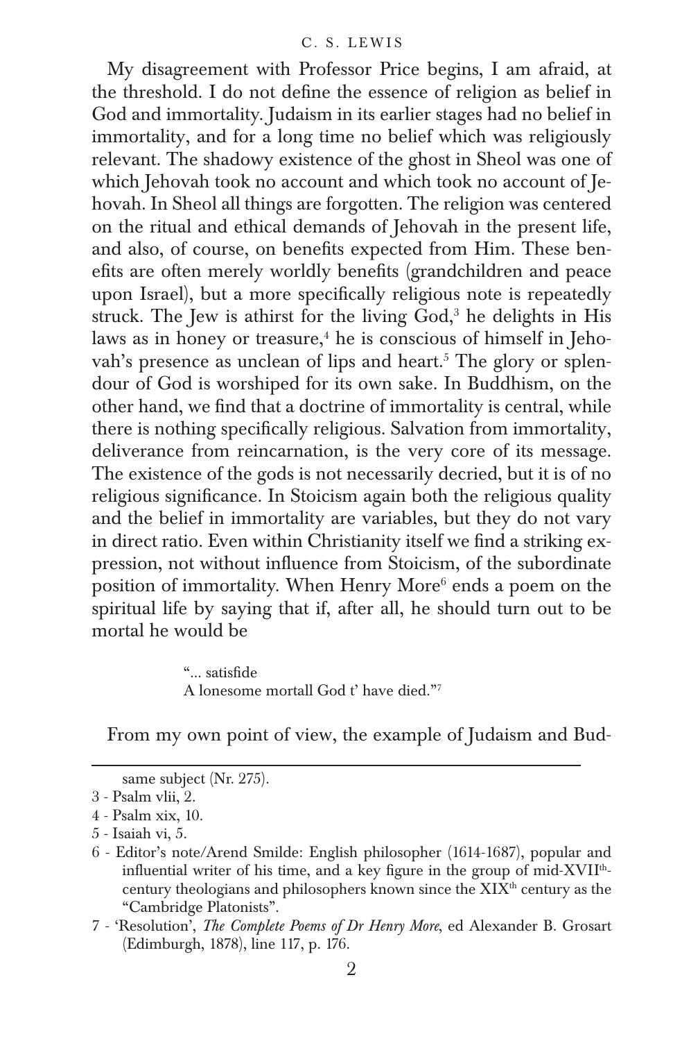My disagreement with Professor Price begins, I am afraid, at the threshold. I do not define the essence of religion as belief in God and immortality. Judaism in its earlier stages had no belief in immortality, and for a long time no belief which was religiously relevant. The shadowy existence of the ghost in Sheol was one of which Jehovah took no account and which took no account of Jehovah. In Sheol all things are forgotten. The religion was centered on the ritual and ethical demands of Jehovah in the present life, and also, of course, on benefits expected from Him. These benefits are often merely worldly benefits (grandchildren and peace upon Israel), but a more specifically religious note is repeatedly struck. The Jew is athirst for the living God,[3] he delights in His laws as in honey or treasure,[4] he is conscious of himself in Jehovah's presence as unclean of lips and heart.[5] The glory or splendour of God is worshiped for its own sake. In Buddhism, on the other hand, we find that a doctrine of immortality is central, while there is nothing specifically religious. Salvation from immortality, deliverance from reincarnation, is the very core of its message. The existence of the gods is not necessarily decried, but it is of no religious significance. In Stoicism again both the religious quality and the belief in immortality are variables, but they do not vary in direct ratio. Even within Christianity itself we find a striking expression, not without influence from Stoicism, of the subordinate position of immortality. When Henry More[6] ends a poem on the spiritual life by saying that if, after all, he should turn out to be mortal he would be

> "... satisfide
> A lonesome mortall God t' have died."[7]

From my own point of view, the example of Judaism and Bud-

---

same subject (Nr. 275).

3 - Psalm vlii, 2.

4 - Psalm xix, 10.

5 - Isaiah vi, 5.

6 - Editor's note/Arend Smilde: English philosopher (1614-1687), popular and influential writer of his time, and a key figure in the group of mid-XVII[th]-century theologians and philosophers known since the XIX[th] century as the "Cambridge Platonists".

7 - 'Resolution', *The Complete Poems of Dr Henry More*, ed Alexander B. Grosart (Edimburgh, 1878), line 117, p. 176.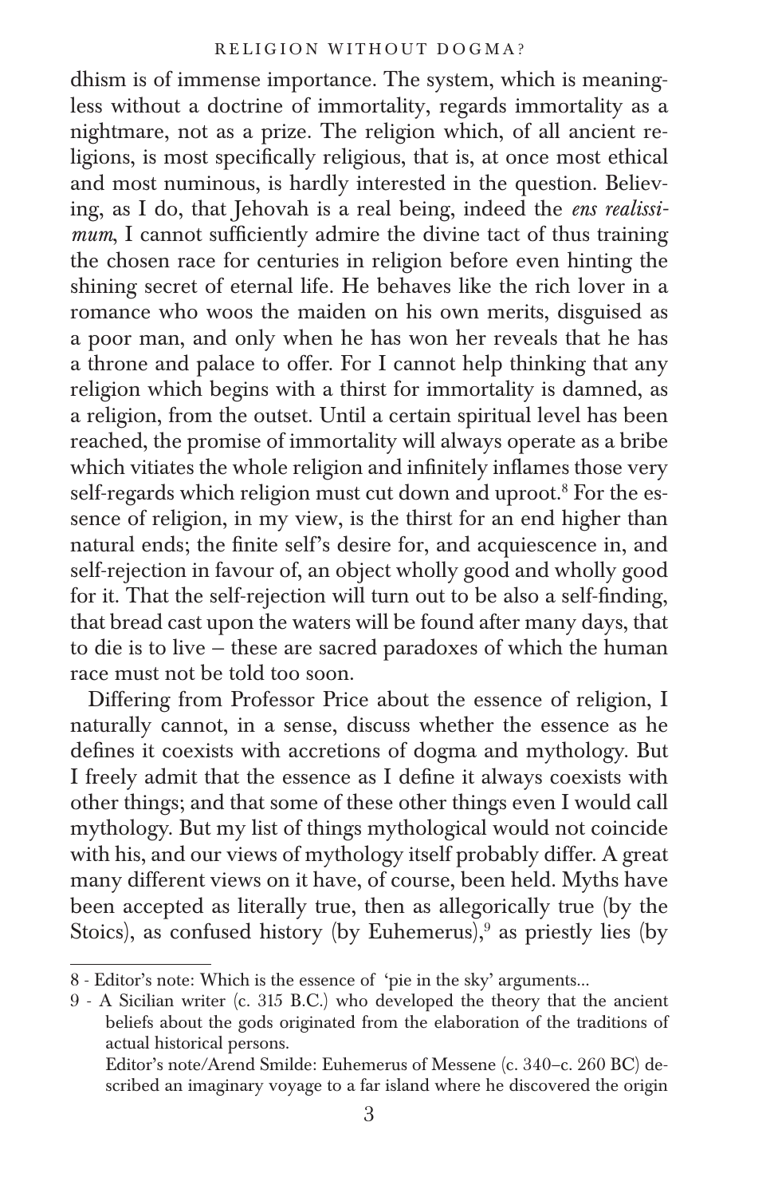dhism is of immense importance. The system, which is meaningless without a doctrine of immortality, regards immortality as a nightmare, not as a prize. The religion which, of all ancient religions, is most specifically religious, that is, at once most ethical and most numinous, is hardly interested in the question. Believing, as I do, that Jehovah is a real being, indeed the *ens realissimum*, I cannot sufficiently admire the divine tact of thus training the chosen race for centuries in religion before even hinting the shining secret of eternal life. He behaves like the rich lover in a romance who woos the maiden on his own merits, disguised as a poor man, and only when he has won her reveals that he has a throne and palace to offer. For I cannot help thinking that any religion which begins with a thirst for immortality is damned, as a religion, from the outset. Until a certain spiritual level has been reached, the promise of immortality will always operate as a bribe which vitiates the whole religion and infinitely inflames those very self-regards which religion must cut down and uproot.[8] For the essence of religion, in my view, is the thirst for an end higher than natural ends; the finite self's desire for, and acquiescence in, and self-rejection in favour of, an object wholly good and wholly good for it. That the self-rejection will turn out to be also a self-finding, that bread cast upon the waters will be found after many days, that to die is to live – these are sacred paradoxes of which the human race must not be told too soon.

Differing from Professor Price about the essence of religion, I naturally cannot, in a sense, discuss whether the essence as he defines it coexists with accretions of dogma and mythology. But I freely admit that the essence as I define it always coexists with other things; and that some of these other things even I would call mythology. But my list of things mythological would not coincide with his, and our views of mythology itself probably differ. A great many different views on it have, of course, been held. Myths have been accepted as literally true, then as allegorically true (by the Stoics), as confused history (by Euhemerus),[9] as priestly lies (by

---

8 - Editor's note: Which is the essence of 'pie in the sky' arguments...

9 - A Sicilian writer (c. 315 B.C.) who developed the theory that the ancient beliefs about the gods originated from the elaboration of the traditions of actual historical persons.
Editor's note/Arend Smilde: Euhemerus of Messene (c. 340–c. 260 BC) described an imaginary voyage to a far island where he discovered the origin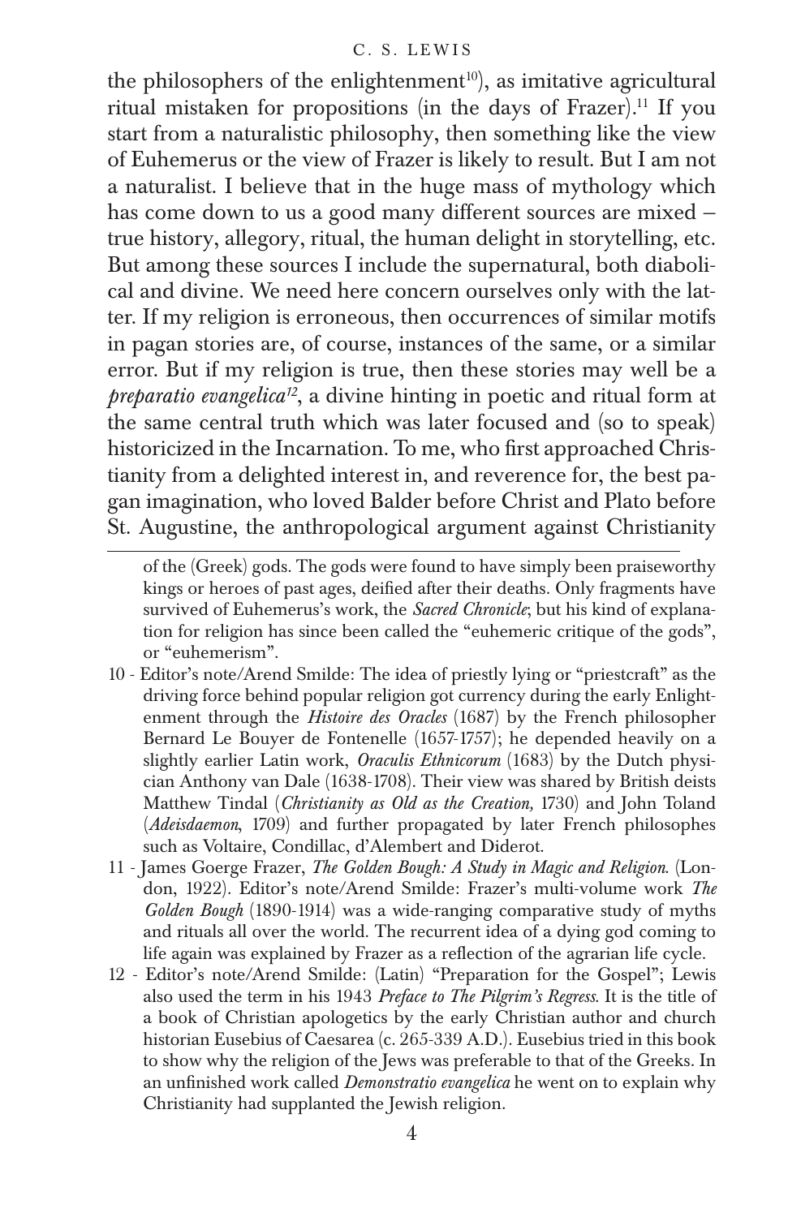the philosophers of the enlightenment[10]), as imitative agricultural ritual mistaken for propositions (in the days of Frazer).[11] If you start from a naturalistic philosophy, then something like the view of Euhemerus or the view of Frazer is likely to result. But I am not a naturalist. I believe that in the huge mass of mythology which has come down to us a good many different sources are mixed – true history, allegory, ritual, the human delight in storytelling, etc. But among these sources I include the supernatural, both diabolical and divine. We need here concern ourselves only with the latter. If my religion is erroneous, then occurrences of similar motifs in pagan stories are, of course, instances of the same, or a similar error. But if my religion is true, then these stories may well be a *preparatio evangelica*[12], a divine hinting in poetic and ritual form at the same central truth which was later focused and (so to speak) historicized in the Incarnation. To me, who first approached Christianity from a delighted interest in, and reverence for, the best pagan imagination, who loved Balder before Christ and Plato before St. Augustine, the anthropological argument against Christianity

---

of the (Greek) gods. The gods were found to have simply been praiseworthy kings or heroes of past ages, deified after their deaths. Only fragments have survived of Euhemerus's work, the *Sacred Chronicle*; but his kind of explanation for religion has since been called the "euhemeric critique of the gods", or "euhemerism".

10 - Editor's note/Arend Smilde: The idea of priestly lying or "priestcraft" as the driving force behind popular religion got currency during the early Enlightenment through the *Histoire des Oracles* (1687) by the French philosopher Bernard Le Bouyer de Fontenelle (1657-1757); he depended heavily on a slightly earlier Latin work, *Oraculis Ethnicorum* (1683) by the Dutch physician Anthony van Dale (1638-1708). Their view was shared by British deists Matthew Tindal (*Christianity as Old as the Creation,* 1730) and John Toland (*Adeisdaemon*, 1709) and further propagated by later French philosophes such as Voltaire, Condillac, d'Alembert and Diderot.

11 - James Goerge Frazer, *The Golden Bough: A Study in Magic and Religion.* (London, 1922). Editor's note/Arend Smilde: Frazer's multi-volume work *The Golden Bough* (1890-1914) was a wide-ranging comparative study of myths and rituals all over the world. The recurrent idea of a dying god coming to life again was explained by Frazer as a reflection of the agrarian life cycle.

12 - Editor's note/Arend Smilde: (Latin) "Preparation for the Gospel"; Lewis also used the term in his 1943 *Preface to The Pilgrim's Regress.* It is the title of a book of Christian apologetics by the early Christian author and church historian Eusebius of Caesarea (c. 265-339 A.D.). Eusebius tried in this book to show why the religion of the Jews was preferable to that of the Greeks. In an unfinished work called *Demonstratio evangelica* he went on to explain why Christianity had supplanted the Jewish religion.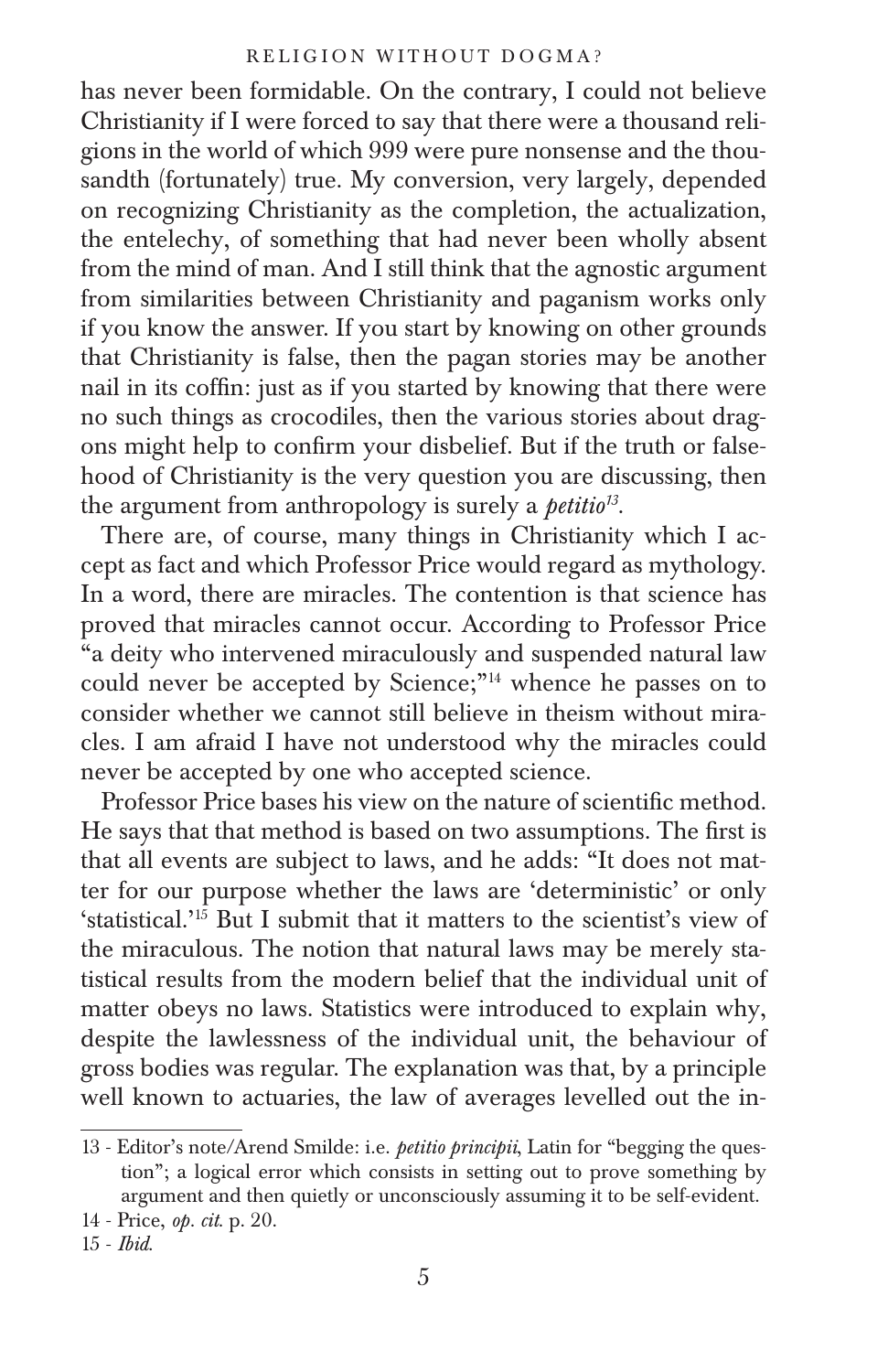has never been formidable. On the contrary, I could not believe Christianity if I were forced to say that there were a thousand religions in the world of which 999 were pure nonsense and the thousandth (fortunately) true. My conversion, very largely, depended on recognizing Christianity as the completion, the actualization, the entelechy, of something that had never been wholly absent from the mind of man. And I still think that the agnostic argument from similarities between Christianity and paganism works only if you know the answer. If you start by knowing on other grounds that Christianity is false, then the pagan stories may be another nail in its coffin: just as if you started by knowing that there were no such things as crocodiles, then the various stories about dragons might help to confirm your disbelief. But if the truth or falsehood of Christianity is the very question you are discussing, then the argument from anthropology is surely a *petitio*[13].

There are, of course, many things in Christianity which I accept as fact and which Professor Price would regard as mythology. In a word, there are miracles. The contention is that science has proved that miracles cannot occur. According to Professor Price "a deity who intervened miraculously and suspended natural law could never be accepted by Science;"[14] whence he passes on to consider whether we cannot still believe in theism without miracles. I am afraid I have not understood why the miracles could never be accepted by one who accepted science.

Professor Price bases his view on the nature of scientific method. He says that that method is based on two assumptions. The first is that all events are subject to laws, and he adds: "It does not matter for our purpose whether the laws are 'deterministic' or only 'statistical.'[15] But I submit that it matters to the scientist's view of the miraculous. The notion that natural laws may be merely statistical results from the modern belief that the individual unit of matter obeys no laws. Statistics were introduced to explain why, despite the lawlessness of the individual unit, the behaviour of gross bodies was regular. The explanation was that, by a principle well known to actuaries, the law of averages levelled out the in-

---

13 - Editor's note/Arend Smilde: i.e. *petitio principii*, Latin for "begging the question"; a logical error which consists in setting out to prove something by argument and then quietly or unconsciously assuming it to be self-evident.

14 - Price, *op. cit.* p. 20.

15 - *Ibid.*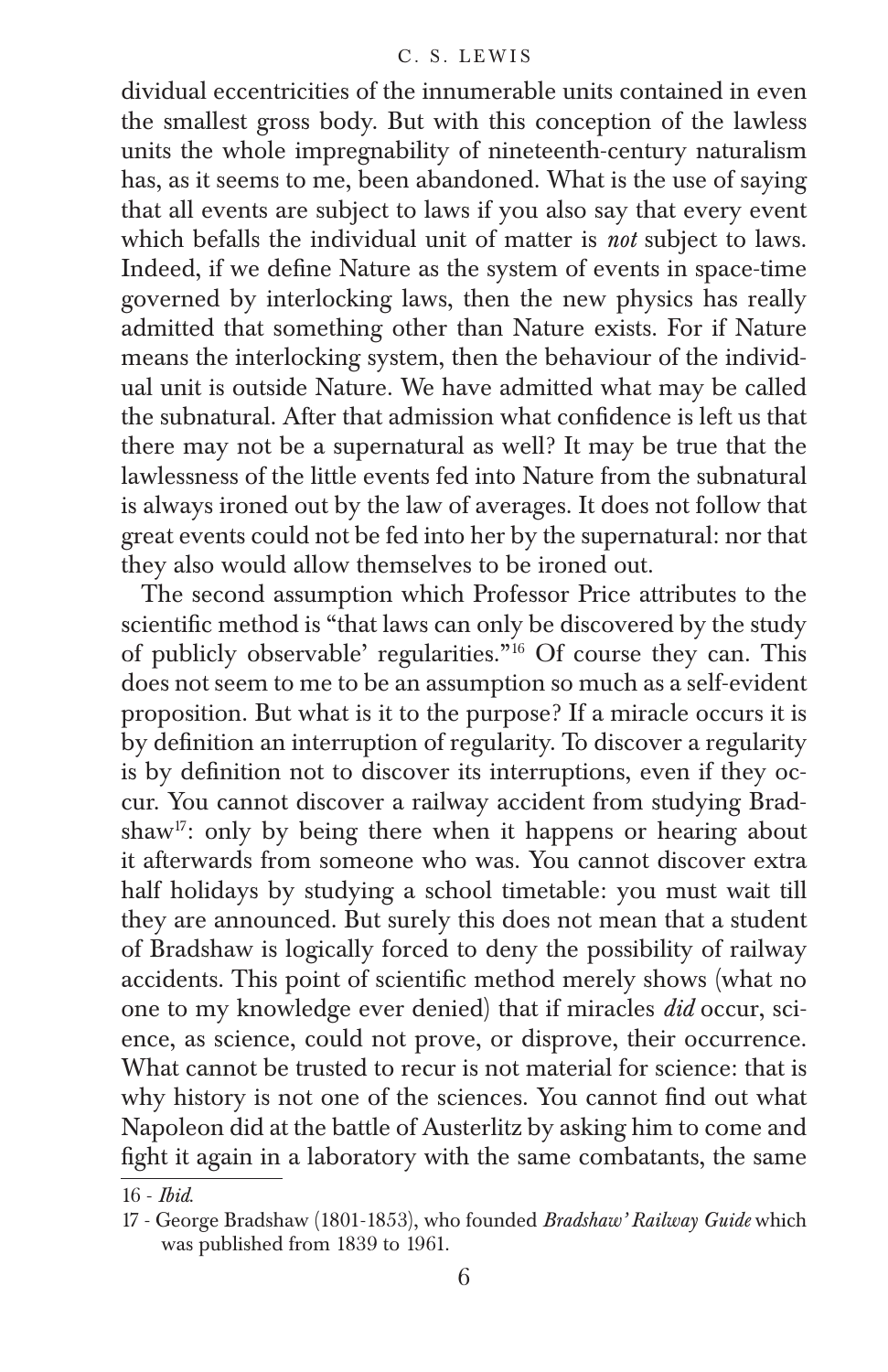dividual eccentricities of the innumerable units contained in even the smallest gross body. But with this conception of the lawless units the whole impregnability of nineteenth-century naturalism has, as it seems to me, been abandoned. What is the use of saying that all events are subject to laws if you also say that every event which befalls the individual unit of matter is *not* subject to laws. Indeed, if we define Nature as the system of events in space-time governed by interlocking laws, then the new physics has really admitted that something other than Nature exists. For if Nature means the interlocking system, then the behaviour of the individual unit is outside Nature. We have admitted what may be called the subnatural. After that admission what confidence is left us that there may not be a supernatural as well? It may be true that the lawlessness of the little events fed into Nature from the subnatural is always ironed out by the law of averages. It does not follow that great events could not be fed into her by the supernatural: nor that they also would allow themselves to be ironed out.

The second assumption which Professor Price attributes to the scientific method is "that laws can only be discovered by the study of publicly observable' regularities."[16] Of course they can. This does not seem to me to be an assumption so much as a self-evident proposition. But what is it to the purpose? If a miracle occurs it is by definition an interruption of regularity. To discover a regularity is by definition not to discover its interruptions, even if they occur. You cannot discover a railway accident from studying Bradshaw[17]: only by being there when it happens or hearing about it afterwards from someone who was. You cannot discover extra half holidays by studying a school timetable: you must wait till they are announced. But surely this does not mean that a student of Bradshaw is logically forced to deny the possibility of railway accidents. This point of scientific method merely shows (what no one to my knowledge ever denied) that if miracles *did* occur, science, as science, could not prove, or disprove, their occurrence. What cannot be trusted to recur is not material for science: that is why history is not one of the sciences. You cannot find out what Napoleon did at the battle of Austerlitz by asking him to come and fight it again in a laboratory with the same combatants, the same

16 - *Ibid.*

17 - George Bradshaw (1801-1853), who founded *Bradshaw' Railway Guide* which was published from 1839 to 1961.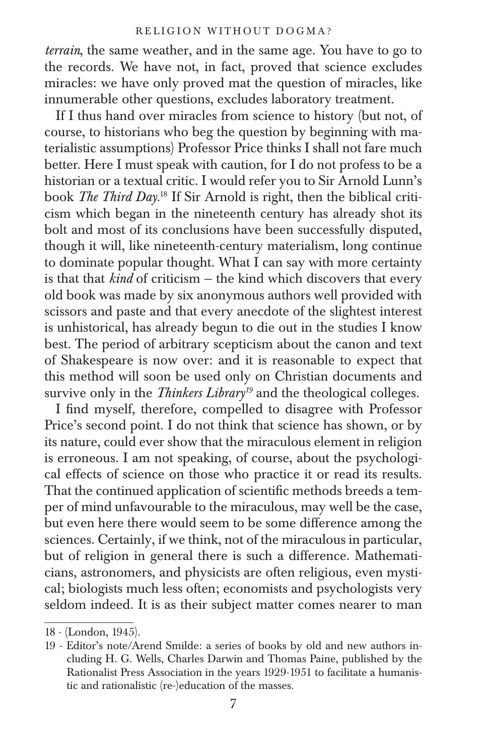*terrain*, the same weather, and in the same age. You have to go to the records. We have not, in fact, proved that science excludes miracles: we have only proved mat the question of miracles, like innumerable other questions, excludes laboratory treatment.

If I thus hand over miracles from science to history (but not, of course, to historians who beg the question by beginning with materialistic assumptions) Professor Price thinks I shall not fare much better. Here I must speak with caution, for I do not profess to be a historian or a textual critic. I would refer you to Sir Arnold Lunn's book *The Third Day*.[18] If Sir Arnold is right, then the biblical criticism which began in the nineteenth century has already shot its bolt and most of its conclusions have been successfully disputed, though it will, like nineteenth-century materialism, long continue to dominate popular thought. What I can say with more certainty is that that *kind* of criticism – the kind which discovers that every old book was made by six anonymous authors well provided with scissors and paste and that every anecdote of the slightest interest is unhistorical, has already begun to die out in the studies I know best. The period of arbitrary scepticism about the canon and text of Shakespeare is now over: and it is reasonable to expect that this method will soon be used only on Christian documents and survive only in the *Thinkers Library*[19] and the theological colleges.

I find myself, therefore, compelled to disagree with Professor Price's second point. I do not think that science has shown, or by its nature, could ever show that the miraculous element in religion is erroneous. I am not speaking, of course, about the psychological effects of science on those who practice it or read its results. That the continued application of scientific methods breeds a temper of mind unfavourable to the miraculous, may well be the case, but even here there would seem to be some difference among the sciences. Certainly, if we think, not of the miraculous in particular, but of religion in general there is such a difference. Mathematicians, astronomers, and physicists are often religious, even mystical; biologists much less often; economists and psychologists very seldom indeed. It is as their subject matter comes nearer to man

18 - (London, 1945).

19 - Editor's note/Arend Smilde: a series of books by old and new authors including H. G. Wells, Charles Darwin and Thomas Paine, published by the Rationalist Press Association in the years 1929-1951 to facilitate a humanistic and rationalistic (re-)education of the masses.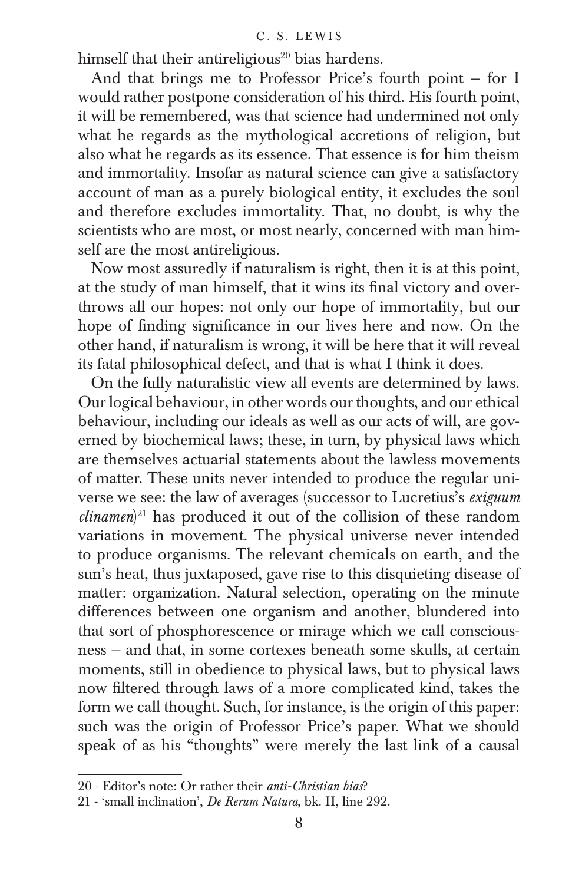himself that their antireligious[20] bias hardens.

And that brings me to Professor Price's fourth point – for I would rather postpone consideration of his third. His fourth point, it will be remembered, was that science had undermined not only what he regards as the mythological accretions of religion, but also what he regards as its essence. That essence is for him theism and immortality. Insofar as natural science can give a satisfactory account of man as a purely biological entity, it excludes the soul and therefore excludes immortality. That, no doubt, is why the scientists who are most, or most nearly, concerned with man himself are the most antireligious.

Now most assuredly if naturalism is right, then it is at this point, at the study of man himself, that it wins its final victory and overthrows all our hopes: not only our hope of immortality, but our hope of finding significance in our lives here and now. On the other hand, if naturalism is wrong, it will be here that it will reveal its fatal philosophical defect, and that is what I think it does.

On the fully naturalistic view all events are determined by laws. Our logical behaviour, in other words our thoughts, and our ethical behaviour, including our ideals as well as our acts of will, are governed by biochemical laws; these, in turn, by physical laws which are themselves actuarial statements about the lawless movements of matter. These units never intended to produce the regular universe we see: the law of averages (successor to Lucretius's *exiguum clinamen*)[21] has produced it out of the collision of these random variations in movement. The physical universe never intended to produce organisms. The relevant chemicals on earth, and the sun's heat, thus juxtaposed, gave rise to this disquieting disease of matter: organization. Natural selection, operating on the minute differences between one organism and another, blundered into that sort of phosphorescence or mirage which we call consciousness – and that, in some cortexes beneath some skulls, at certain moments, still in obedience to physical laws, but to physical laws now filtered through laws of a more complicated kind, takes the form we call thought. Such, for instance, is the origin of this paper: such was the origin of Professor Price's paper. What we should speak of as his "thoughts" were merely the last link of a causal

20 - Editor's note: Or rather their *anti-Christian bias*?

21 - 'small inclination', *De Rerum Natura*, bk. II, line 292.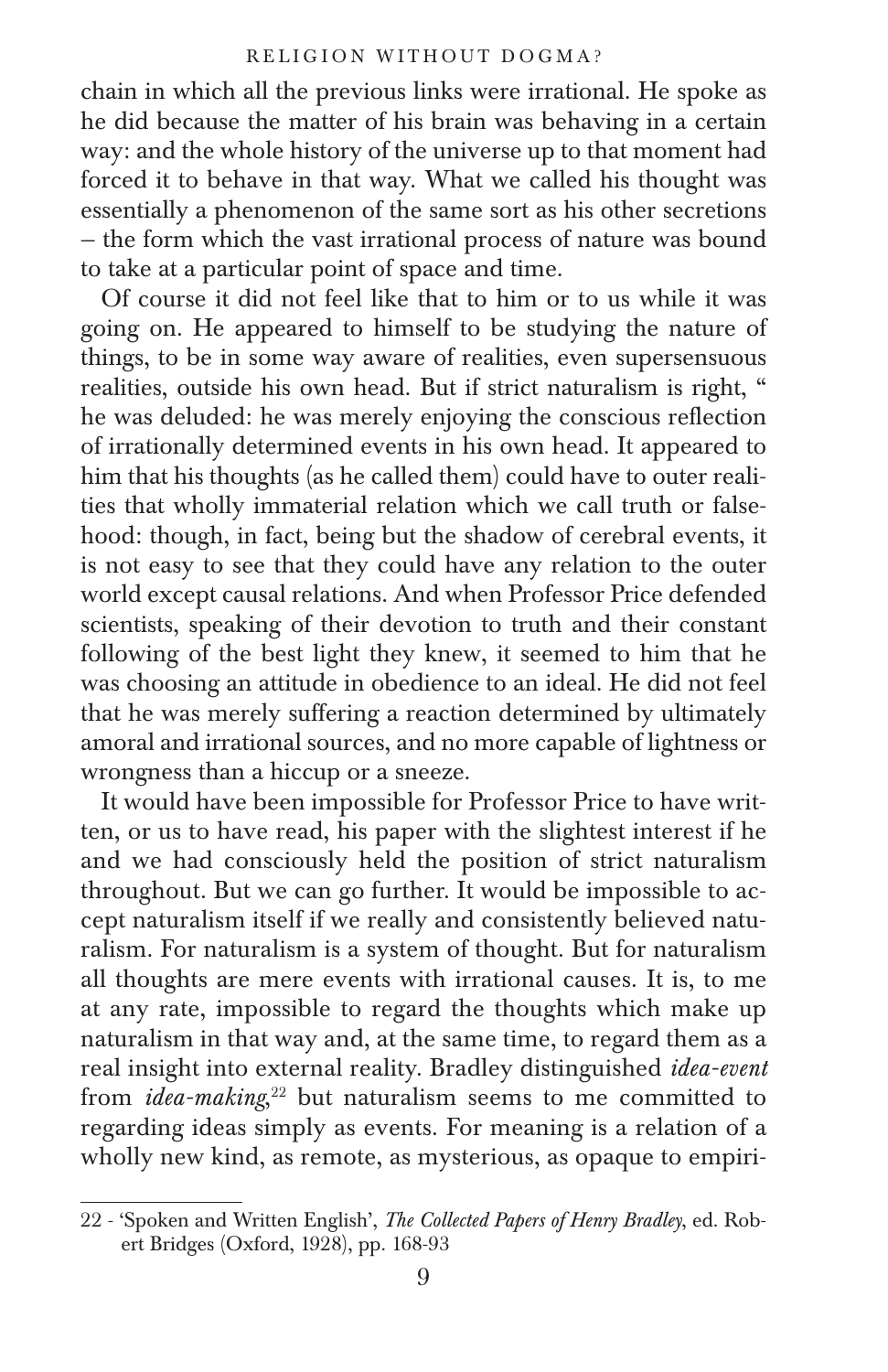chain in which all the previous links were irrational. He spoke as he did because the matter of his brain was behaving in a certain way: and the whole history of the universe up to that moment had forced it to behave in that way. What we called his thought was essentially a phenomenon of the same sort as his other secretions – the form which the vast irrational process of nature was bound to take at a particular point of space and time.

Of course it did not feel like that to him or to us while it was going on. He appeared to himself to be studying the nature of things, to be in some way aware of realities, even supersensuous realities, outside his own head. But if strict naturalism is right, " he was deluded: he was merely enjoying the conscious reflection of irrationally determined events in his own head. It appeared to him that his thoughts (as he called them) could have to outer realities that wholly immaterial relation which we call truth or falsehood: though, in fact, being but the shadow of cerebral events, it is not easy to see that they could have any relation to the outer world except causal relations. And when Professor Price defended scientists, speaking of their devotion to truth and their constant following of the best light they knew, it seemed to him that he was choosing an attitude in obedience to an ideal. He did not feel that he was merely suffering a reaction determined by ultimately amoral and irrational sources, and no more capable of lightness or wrongness than a hiccup or a sneeze.

It would have been impossible for Professor Price to have written, or us to have read, his paper with the slightest interest if he and we had consciously held the position of strict naturalism throughout. But we can go further. It would be impossible to accept naturalism itself if we really and consistently believed naturalism. For naturalism is a system of thought. But for naturalism all thoughts are mere events with irrational causes. It is, to me at any rate, impossible to regard the thoughts which make up naturalism in that way and, at the same time, to regard them as a real insight into external reality. Bradley distinguished *idea-event* from *idea-making*,[22] but naturalism seems to me committed to regarding ideas simply as events. For meaning is a relation of a wholly new kind, as remote, as mysterious, as opaque to empiri-

22 - 'Spoken and Written English', *The Collected Papers of Henry Bradley*, ed. Robert Bridges (Oxford, 1928), pp. 168-93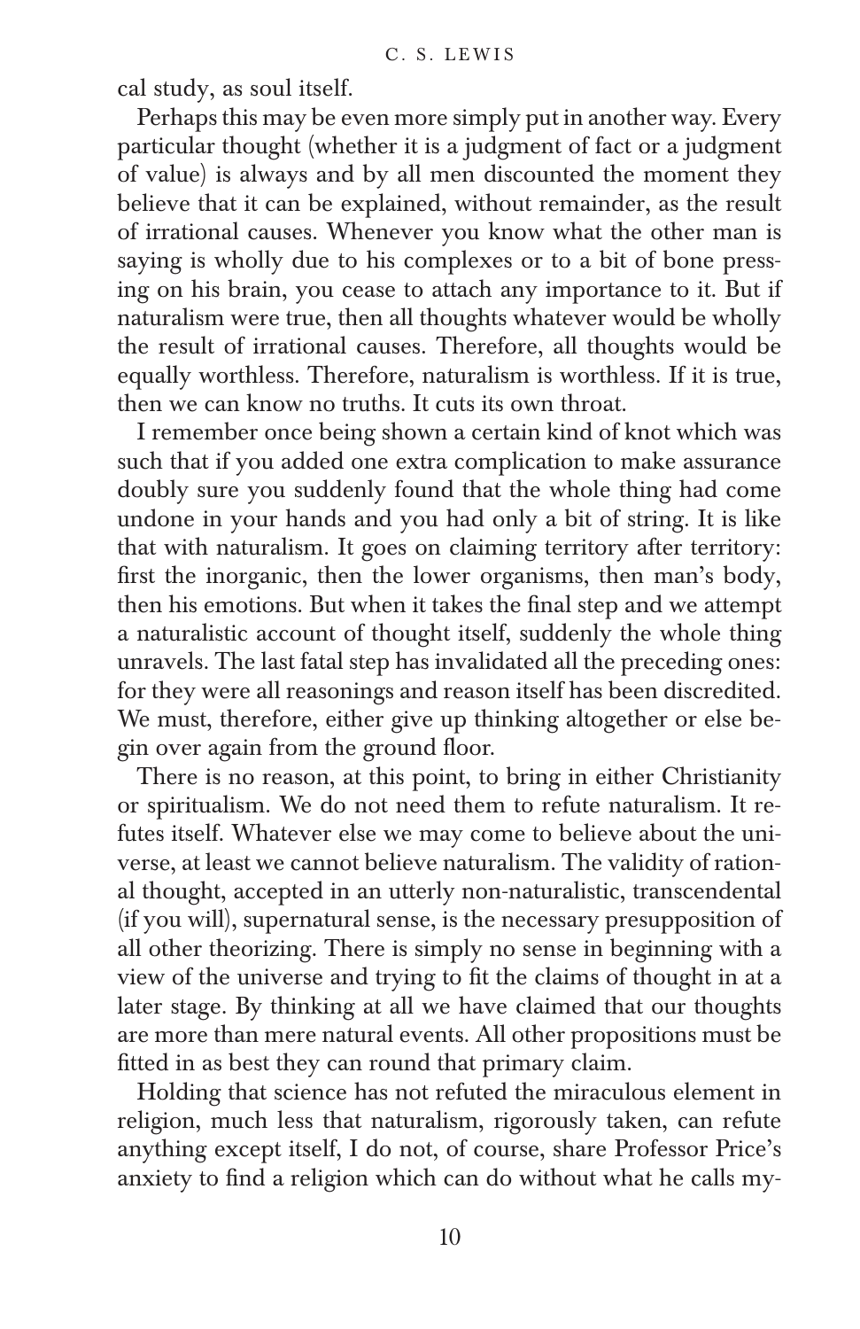cal study, as soul itself.

Perhaps this may be even more simply put in another way. Every particular thought (whether it is a judgment of fact or a judgment of value) is always and by all men discounted the moment they believe that it can be explained, without remainder, as the result of irrational causes. Whenever you know what the other man is saying is wholly due to his complexes or to a bit of bone pressing on his brain, you cease to attach any importance to it. But if naturalism were true, then all thoughts whatever would be wholly the result of irrational causes. Therefore, all thoughts would be equally worthless. Therefore, naturalism is worthless. If it is true, then we can know no truths. It cuts its own throat.

I remember once being shown a certain kind of knot which was such that if you added one extra complication to make assurance doubly sure you suddenly found that the whole thing had come undone in your hands and you had only a bit of string. It is like that with naturalism. It goes on claiming territory after territory: first the inorganic, then the lower organisms, then man's body, then his emotions. But when it takes the final step and we attempt a naturalistic account of thought itself, suddenly the whole thing unravels. The last fatal step has invalidated all the preceding ones: for they were all reasonings and reason itself has been discredited. We must, therefore, either give up thinking altogether or else begin over again from the ground floor.

There is no reason, at this point, to bring in either Christianity or spiritualism. We do not need them to refute naturalism. It refutes itself. Whatever else we may come to believe about the universe, at least we cannot believe naturalism. The validity of rational thought, accepted in an utterly non-naturalistic, transcendental (if you will), supernatural sense, is the necessary presupposition of all other theorizing. There is simply no sense in beginning with a view of the universe and trying to fit the claims of thought in at a later stage. By thinking at all we have claimed that our thoughts are more than mere natural events. All other propositions must be fitted in as best they can round that primary claim.

Holding that science has not refuted the miraculous element in religion, much less that naturalism, rigorously taken, can refute anything except itself, I do not, of course, share Professor Price's anxiety to find a religion which can do without what he calls my-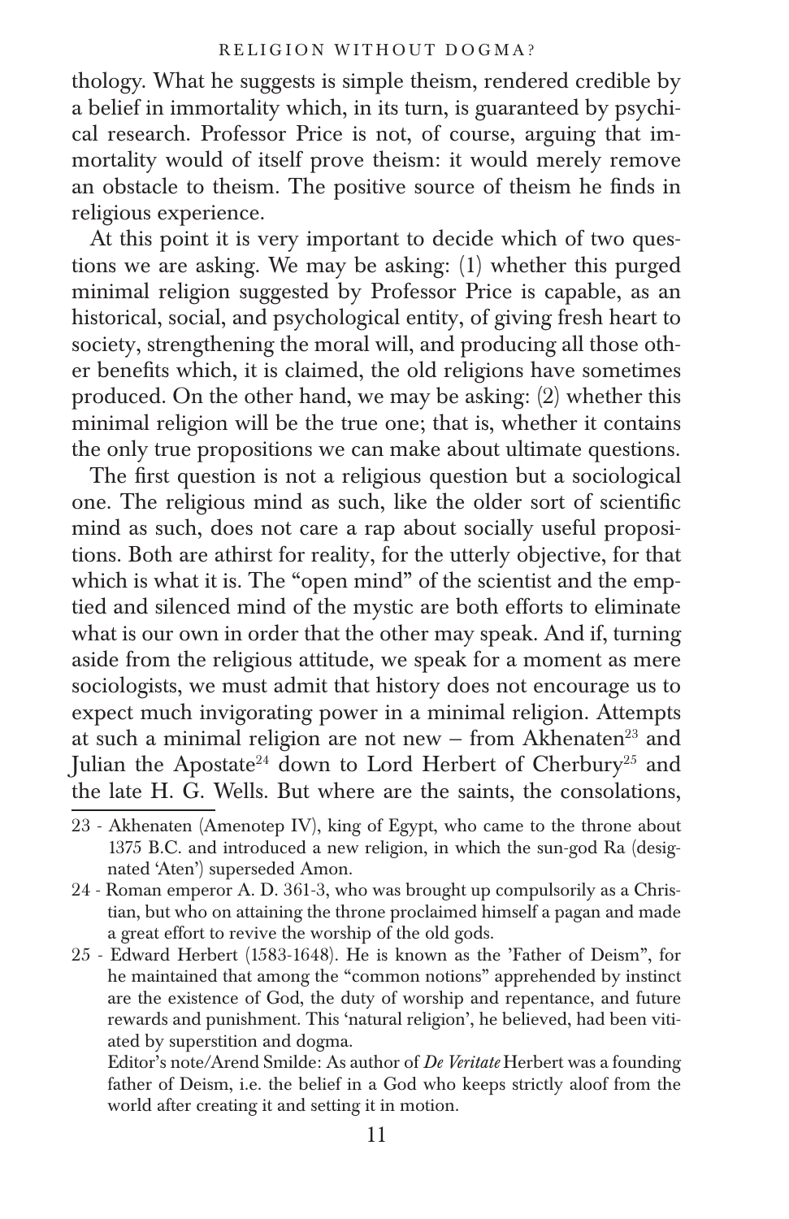thology. What he suggests is simple theism, rendered credible by a belief in immortality which, in its turn, is guaranteed by psychical research. Professor Price is not, of course, arguing that immortality would of itself prove theism: it would merely remove an obstacle to theism. The positive source of theism he finds in religious experience.

At this point it is very important to decide which of two questions we are asking. We may be asking: (1) whether this purged minimal religion suggested by Professor Price is capable, as an historical, social, and psychological entity, of giving fresh heart to society, strengthening the moral will, and producing all those other benefits which, it is claimed, the old religions have sometimes produced. On the other hand, we may be asking: (2) whether this minimal religion will be the true one; that is, whether it contains the only true propositions we can make about ultimate questions.

The first question is not a religious question but a sociological one. The religious mind as such, like the older sort of scientific mind as such, does not care a rap about socially useful propositions. Both are athirst for reality, for the utterly objective, for that which is what it is. The "open mind" of the scientist and the emptied and silenced mind of the mystic are both efforts to eliminate what is our own in order that the other may speak. And if, turning aside from the religious attitude, we speak for a moment as mere sociologists, we must admit that history does not encourage us to expect much invigorating power in a minimal religion. Attempts at such a minimal religion are not new – from Akhenaten[23] and Julian the Apostate[24] down to Lord Herbert of Cherbury[25] and the late H. G. Wells. But where are the saints, the consolations,

---

23 - Akhenaten (Amenotep IV), king of Egypt, who came to the throne about 1375 B.C. and introduced a new religion, in which the sun-god Ra (designated 'Aten') superseded Amon.

24 - Roman emperor A. D. 361-3, who was brought up compulsorily as a Christian, but who on attaining the throne proclaimed himself a pagan and made a great effort to revive the worship of the old gods.

25 - Edward Herbert (1583-1648). He is known as the 'Father of Deism", for he maintained that among the "common notions" apprehended by instinct are the existence of God, the duty of worship and repentance, and future rewards and punishment. This 'natural religion', he believed, had been vitiated by superstition and dogma.

Editor's note/Arend Smilde: As author of *De Veritate* Herbert was a founding father of Deism, i.e. the belief in a God who keeps strictly aloof from the world after creating it and setting it in motion.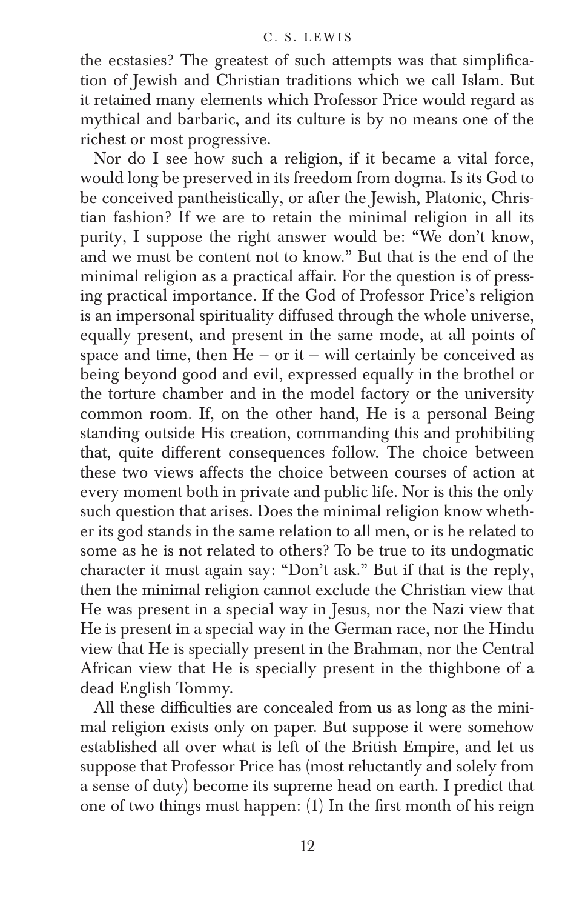the ecstasies? The greatest of such attempts was that simplification of Jewish and Christian traditions which we call Islam. But it retained many elements which Professor Price would regard as mythical and barbaric, and its culture is by no means one of the richest or most progressive.

Nor do I see how such a religion, if it became a vital force, would long be preserved in its freedom from dogma. Is its God to be conceived pantheistically, or after the Jewish, Platonic, Christian fashion? If we are to retain the minimal religion in all its purity, I suppose the right answer would be: "We don't know, and we must be content not to know." But that is the end of the minimal religion as a practical affair. For the question is of pressing practical importance. If the God of Professor Price's religion is an impersonal spirituality diffused through the whole universe, equally present, and present in the same mode, at all points of space and time, then He – or it – will certainly be conceived as being beyond good and evil, expressed equally in the brothel or the torture chamber and in the model factory or the university common room. If, on the other hand, He is a personal Being standing outside His creation, commanding this and prohibiting that, quite different consequences follow. The choice between these two views affects the choice between courses of action at every moment both in private and public life. Nor is this the only such question that arises. Does the minimal religion know whether its god stands in the same relation to all men, or is he related to some as he is not related to others? To be true to its undogmatic character it must again say: "Don't ask." But if that is the reply, then the minimal religion cannot exclude the Christian view that He was present in a special way in Jesus, nor the Nazi view that He is present in a special way in the German race, nor the Hindu view that He is specially present in the Brahman, nor the Central African view that He is specially present in the thighbone of a dead English Tommy.

All these difficulties are concealed from us as long as the minimal religion exists only on paper. But suppose it were somehow established all over what is left of the British Empire, and let us suppose that Professor Price has (most reluctantly and solely from a sense of duty) become its supreme head on earth. I predict that one of two things must happen: (1) In the first month of his reign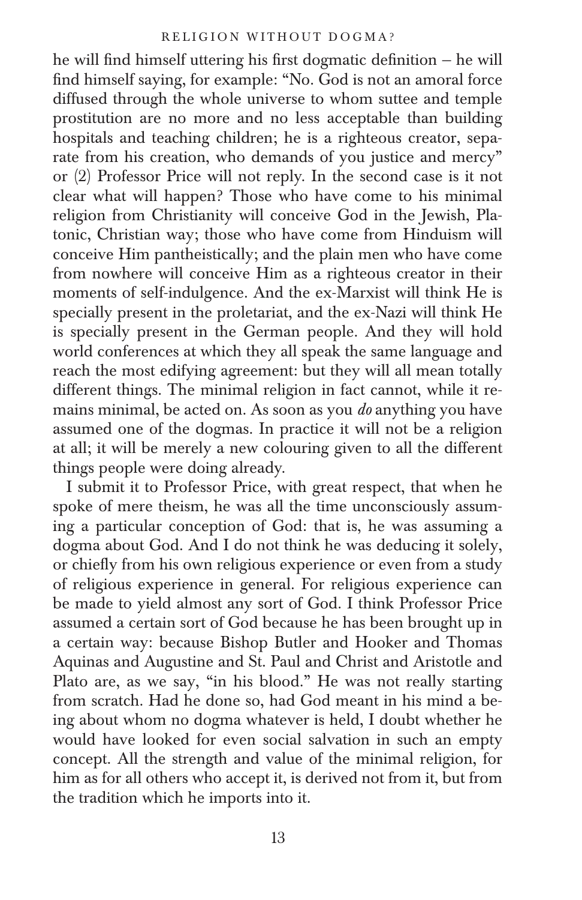he will find himself uttering his first dogmatic definition – he will find himself saying, for example: "No. God is not an amoral force diffused through the whole universe to whom suttee and temple prostitution are no more and no less acceptable than building hospitals and teaching children; he is a righteous creator, separate from his creation, who demands of you justice and mercy" or (2) Professor Price will not reply. In the second case is it not clear what will happen? Those who have come to his minimal religion from Christianity will conceive God in the Jewish, Platonic, Christian way; those who have come from Hinduism will conceive Him pantheistically; and the plain men who have come from nowhere will conceive Him as a righteous creator in their moments of self-indulgence. And the ex-Marxist will think He is specially present in the proletariat, and the ex-Nazi will think He is specially present in the German people. And they will hold world conferences at which they all speak the same language and reach the most edifying agreement: but they will all mean totally different things. The minimal religion in fact cannot, while it remains minimal, be acted on. As soon as you *do* anything you have assumed one of the dogmas. In practice it will not be a religion at all; it will be merely a new colouring given to all the different things people were doing already.

I submit it to Professor Price, with great respect, that when he spoke of mere theism, he was all the time unconsciously assuming a particular conception of God: that is, he was assuming a dogma about God. And I do not think he was deducing it solely, or chiefly from his own religious experience or even from a study of religious experience in general. For religious experience can be made to yield almost any sort of God. I think Professor Price assumed a certain sort of God because he has been brought up in a certain way: because Bishop Butler and Hooker and Thomas Aquinas and Augustine and St. Paul and Christ and Aristotle and Plato are, as we say, "in his blood." He was not really starting from scratch. Had he done so, had God meant in his mind a being about whom no dogma whatever is held, I doubt whether he would have looked for even social salvation in such an empty concept. All the strength and value of the minimal religion, for him as for all others who accept it, is derived not from it, but from the tradition which he imports into it.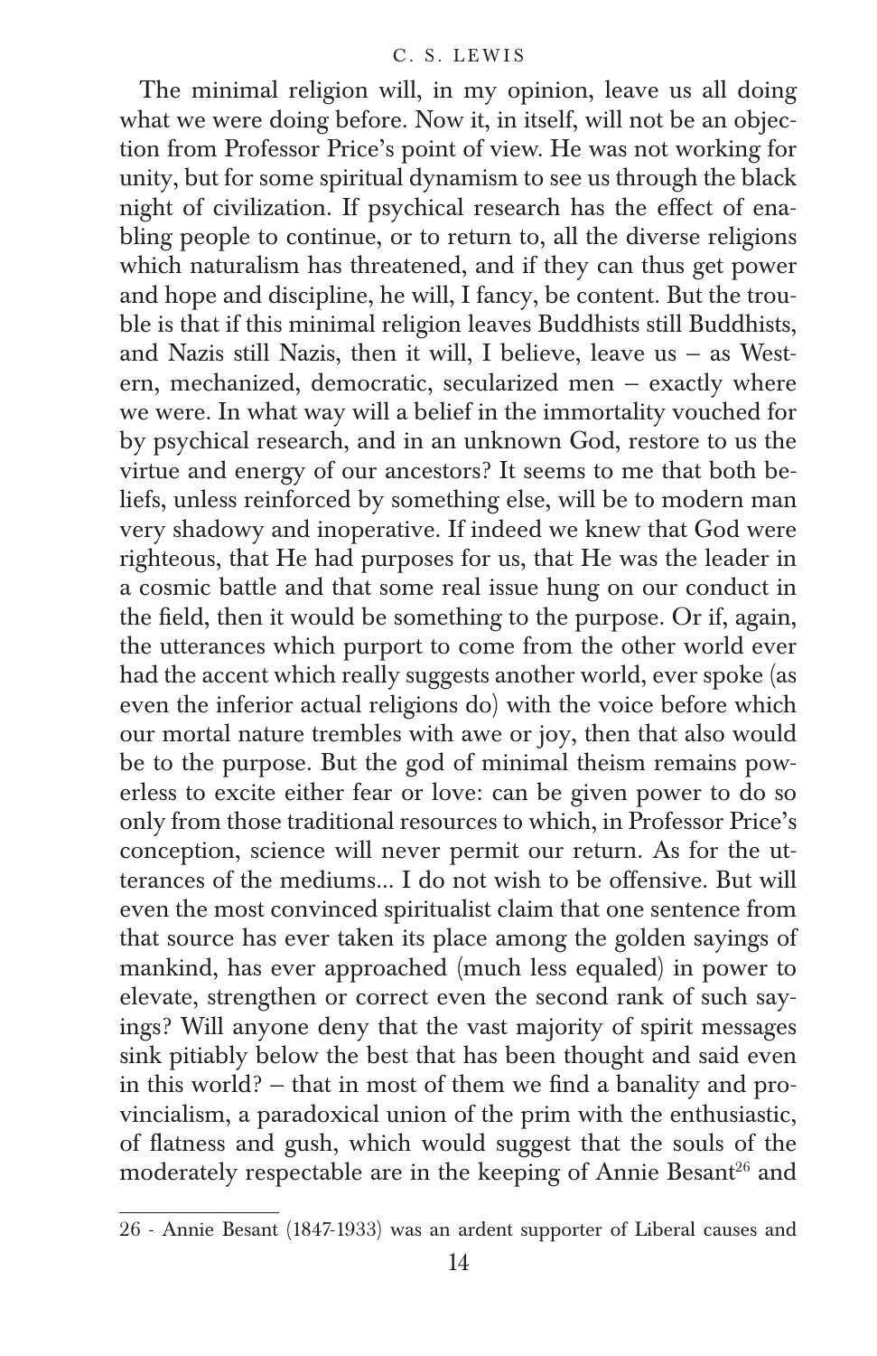The minimal religion will, in my opinion, leave us all doing what we were doing before. Now it, in itself, will not be an objection from Professor Price's point of view. He was not working for unity, but for some spiritual dynamism to see us through the black night of civilization. If psychical research has the effect of enabling people to continue, or to return to, all the diverse religions which naturalism has threatened, and if they can thus get power and hope and discipline, he will, I fancy, be content. But the trouble is that if this minimal religion leaves Buddhists still Buddhists, and Nazis still Nazis, then it will, I believe, leave us – as Western, mechanized, democratic, secularized men – exactly where we were. In what way will a belief in the immortality vouched for by psychical research, and in an unknown God, restore to us the virtue and energy of our ancestors? It seems to me that both beliefs, unless reinforced by something else, will be to modern man very shadowy and inoperative. If indeed we knew that God were righteous, that He had purposes for us, that He was the leader in a cosmic battle and that some real issue hung on our conduct in the field, then it would be something to the purpose. Or if, again, the utterances which purport to come from the other world ever had the accent which really suggests another world, ever spoke (as even the inferior actual religions do) with the voice before which our mortal nature trembles with awe or joy, then that also would be to the purpose. But the god of minimal theism remains powerless to excite either fear or love: can be given power to do so only from those traditional resources to which, in Professor Price's conception, science will never permit our return. As for the utterances of the mediums... I do not wish to be offensive. But will even the most convinced spiritualist claim that one sentence from that source has ever taken its place among the golden sayings of mankind, has ever approached (much less equaled) in power to elevate, strengthen or correct even the second rank of such sayings? Will anyone deny that the vast majority of spirit messages sink pitiably below the best that has been thought and said even in this world? – that in most of them we find a banality and provincialism, a paradoxical union of the prim with the enthusiastic, of flatness and gush, which would suggest that the souls of the moderately respectable are in the keeping of Annie Besant[26] and

26 - Annie Besant (1847-1933) was an ardent supporter of Liberal causes and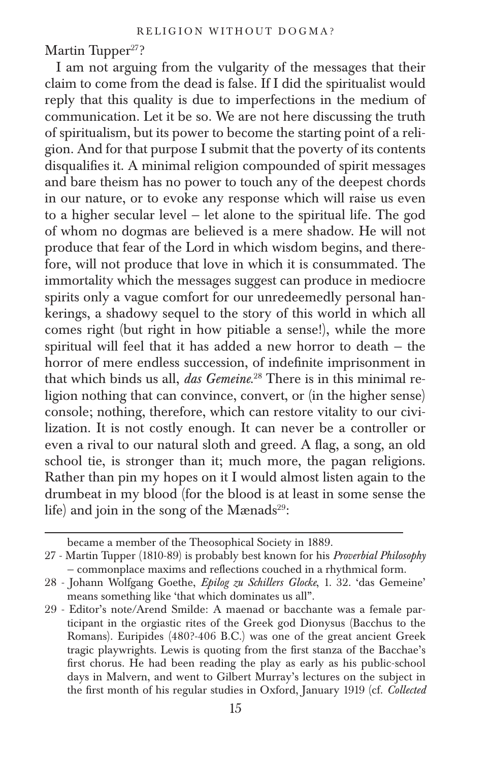Martin Tupper[27]?

I am not arguing from the vulgarity of the messages that their claim to come from the dead is false. If I did the spiritualist would reply that this quality is due to imperfections in the medium of communication. Let it be so. We are not here discussing the truth of spiritualism, but its power to become the starting point of a religion. And for that purpose I submit that the poverty of its contents disqualifies it. A minimal religion compounded of spirit messages and bare theism has no power to touch any of the deepest chords in our nature, or to evoke any response which will raise us even to a higher secular level – let alone to the spiritual life. The god of whom no dogmas are believed is a mere shadow. He will not produce that fear of the Lord in which wisdom begins, and therefore, will not produce that love in which it is consummated. The immortality which the messages suggest can produce in mediocre spirits only a vague comfort for our unredeemedly personal hankerings, a shadowy sequel to the story of this world in which all comes right (but right in how pitiable a sense!), while the more spiritual will feel that it has added a new horror to death – the horror of mere endless succession, of indefinite imprisonment in that which binds us all, ***das Gemeine***.[28] There is in this minimal religion nothing that can convince, convert, or (in the higher sense) console; nothing, therefore, which can restore vitality to our civilization. It is not costly enough. It can never be a controller or even a rival to our natural sloth and greed. A flag, a song, an old school tie, is stronger than it; much more, the pagan religions. Rather than pin my hopes on it I would almost listen again to the drumbeat in my blood (for the blood is at least in some sense the life) and join in the song of the Mænads[29]:

---

became a member of the Theosophical Society in 1889.

27 - Martin Tupper (1810-89) is probably best known for his *Proverbial Philosophy* – commonplace maxims and reflections couched in a rhythmical form.

28 - Johann Wolfgang Goethe, *Epilog zu Schillers Glocke*, 1. 32. 'das Gemeine' means something like 'that which dominates us all".

29 - Editor's note/Arend Smilde: A maenad or bacchante was a female participant in the orgiastic rites of the Greek god Dionysus (Bacchus to the Romans). Euripides (480?-406 B.C.) was one of the great ancient Greek tragic playwrights. Lewis is quoting from the first stanza of the Bacchae's first chorus. He had been reading the play as early as his public-school days in Malvern, and went to Gilbert Murray's lectures on the subject in the first month of his regular studies in Oxford, January 1919 (cf. *Collected*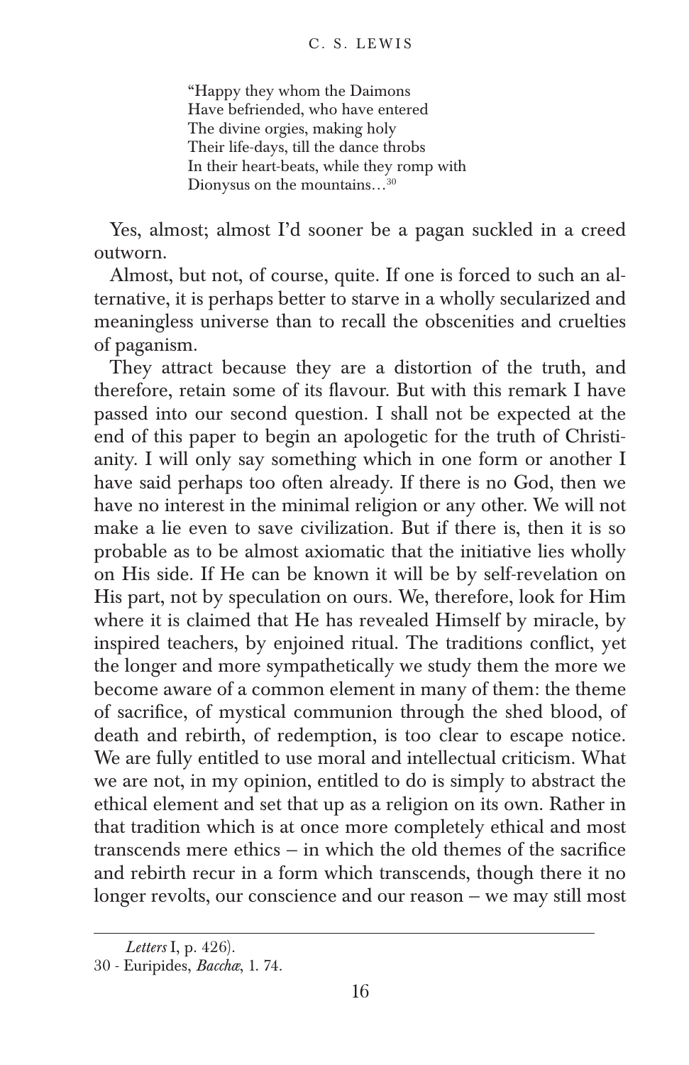> "Happy they whom the Daimons
> Have befriended, who have entered
> The divine orgies, making holy
> Their life-days, till the dance throbs
> In their heart-beats, while they romp with
> Dionysus on the mountains…[30]

Yes, almost; almost I'd sooner be a pagan suckled in a creed outworn.

Almost, but not, of course, quite. If one is forced to such an alternative, it is perhaps better to starve in a wholly secularized and meaningless universe than to recall the obscenities and cruelties of paganism.

They attract because they are a distortion of the truth, and therefore, retain some of its flavour. But with this remark I have passed into our second question. I shall not be expected at the end of this paper to begin an apologetic for the truth of Christianity. I will only say something which in one form or another I have said perhaps too often already. If there is no God, then we have no interest in the minimal religion or any other. We will not make a lie even to save civilization. But if there is, then it is so probable as to be almost axiomatic that the initiative lies wholly on His side. If He can be known it will be by self-revelation on His part, not by speculation on ours. We, therefore, look for Him where it is claimed that He has revealed Himself by miracle, by inspired teachers, by enjoined ritual. The traditions conflict, yet the longer and more sympathetically we study them the more we become aware of a common element in many of them: the theme of sacrifice, of mystical communion through the shed blood, of death and rebirth, of redemption, is too clear to escape notice. We are fully entitled to use moral and intellectual criticism. What we are not, in my opinion, entitled to do is simply to abstract the ethical element and set that up as a religion on its own. Rather in that tradition which is at once more completely ethical and most transcends mere ethics – in which the old themes of the sacrifice and rebirth recur in a form which transcends, though there it no longer revolts, our conscience and our reason – we may still most

---

*Letters* I, p. 426).

30 - Euripides, *Bacchæ*, 1. 74.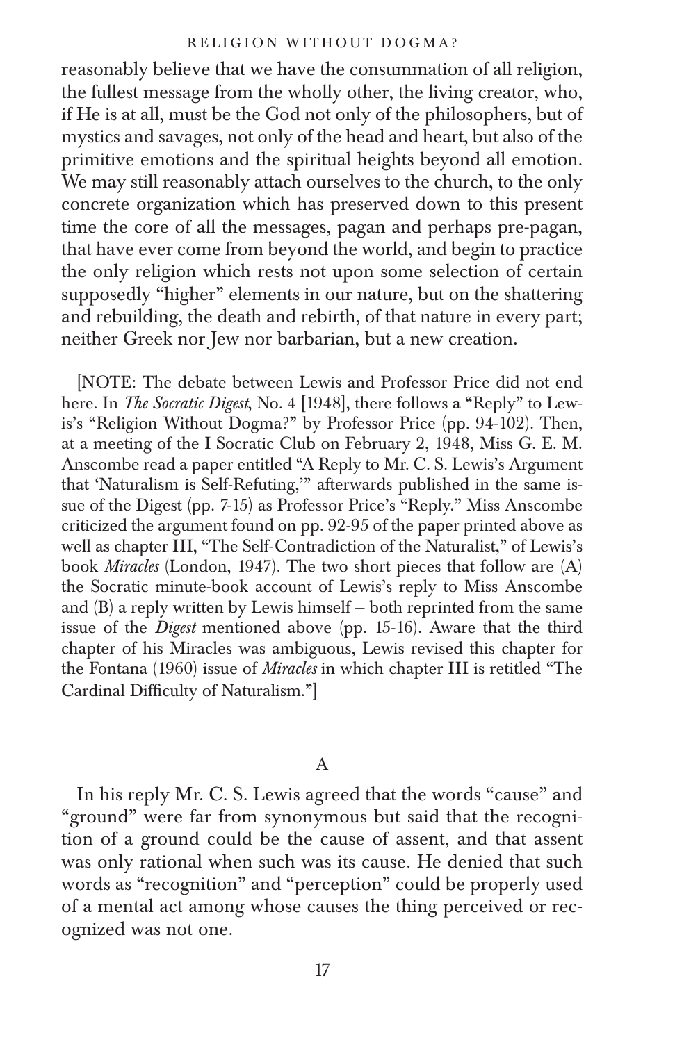reasonably believe that we have the consummation of all religion, the fullest message from the wholly other, the living creator, who, if He is at all, must be the God not only of the philosophers, but of mystics and savages, not only of the head and heart, but also of the primitive emotions and the spiritual heights beyond all emotion. We may still reasonably attach ourselves to the church, to the only concrete organization which has preserved down to this present time the core of all the messages, pagan and perhaps pre-pagan, that have ever come from beyond the world, and begin to practice the only religion which rests not upon some selection of certain supposedly "higher" elements in our nature, but on the shattering and rebuilding, the death and rebirth, of that nature in every part; neither Greek nor Jew nor barbarian, but a new creation.

[NOTE: The debate between Lewis and Professor Price did not end here. In *The Socratic Digest*, No. 4 [1948], there follows a "Reply" to Lewis's "Religion Without Dogma?" by Professor Price (pp. 94-102). Then, at a meeting of the I Socratic Club on February 2, 1948, Miss G. E. M. Anscombe read a paper entitled "A Reply to Mr. C. S. Lewis's Argument that 'Naturalism is Self-Refuting,'" afterwards published in the same issue of the Digest (pp. 7-15) as Professor Price's "Reply." Miss Anscombe criticized the argument found on pp. 92-95 of the paper printed above as well as chapter III, "The Self-Contradiction of the Naturalist," of Lewis's book *Miracles* (London, 1947). The two short pieces that follow are (A) the Socratic minute-book account of Lewis's reply to Miss Anscombe and (B) a reply written by Lewis himself – both reprinted from the same issue of the *Digest* mentioned above (pp. 15-16). Aware that the third chapter of his Miracles was ambiguous, Lewis revised this chapter for the Fontana (1960) issue of *Miracles* in which chapter III is retitled "The Cardinal Difficulty of Naturalism."]

## A

In his reply Mr. C. S. Lewis agreed that the words "cause" and "ground" were far from synonymous but said that the recognition of a ground could be the cause of assent, and that assent was only rational when such was its cause. He denied that such words as "recognition" and "perception" could be properly used of a mental act among whose causes the thing perceived or recognized was not one.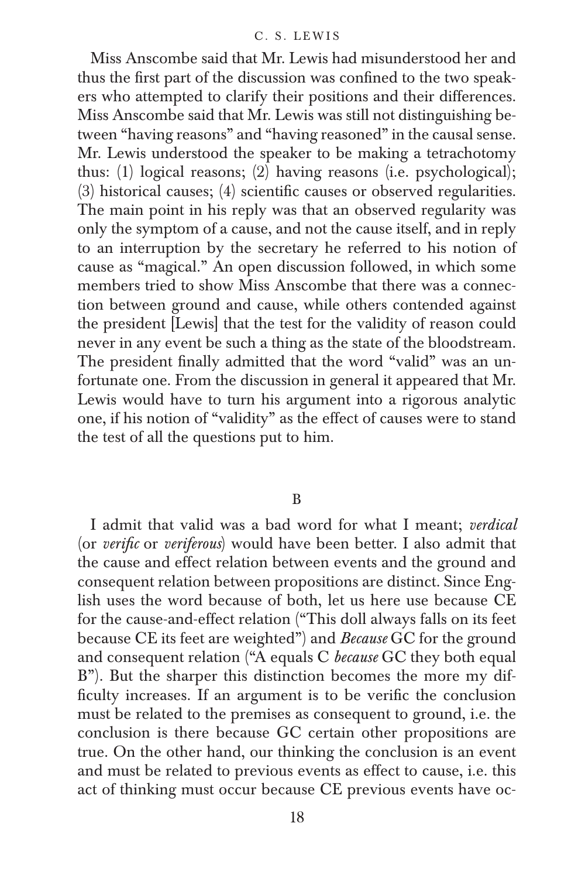Miss Anscombe said that Mr. Lewis had misunderstood her and thus the first part of the discussion was confined to the two speakers who attempted to clarify their positions and their differences. Miss Anscombe said that Mr. Lewis was still not distinguishing between "having reasons" and "having reasoned" in the causal sense. Mr. Lewis understood the speaker to be making a tetrachotomy thus: (1) logical reasons; (2) having reasons (i.e. psychological); (3) historical causes; (4) scientific causes or observed regularities. The main point in his reply was that an observed regularity was only the symptom of a cause, and not the cause itself, and in reply to an interruption by the secretary he referred to his notion of cause as "magical." An open discussion followed, in which some members tried to show Miss Anscombe that there was a connection between ground and cause, while others contended against the president [Lewis] that the test for the validity of reason could never in any event be such a thing as the state of the bloodstream. The president finally admitted that the word "valid" was an unfortunate one. From the discussion in general it appeared that Mr. Lewis would have to turn his argument into a rigorous analytic one, if his notion of "validity" as the effect of causes were to stand the test of all the questions put to him.

B

I admit that valid was a bad word for what I meant; *verdical* (or *verific* or *veriferous*) would have been better. I also admit that the cause and effect relation between events and the ground and consequent relation between propositions are distinct. Since English uses the word because of both, let us here use because CE for the cause-and-effect relation ("This doll always falls on its feet because CE its feet are weighted") and *Because* GC for the ground and consequent relation ("A equals C *because* GC they both equal B"). But the sharper this distinction becomes the more my difficulty increases. If an argument is to be verific the conclusion must be related to the premises as consequent to ground, i.e. the conclusion is there because GC certain other propositions are true. On the other hand, our thinking the conclusion is an event and must be related to previous events as effect to cause, i.e. this act of thinking must occur because CE previous events have oc-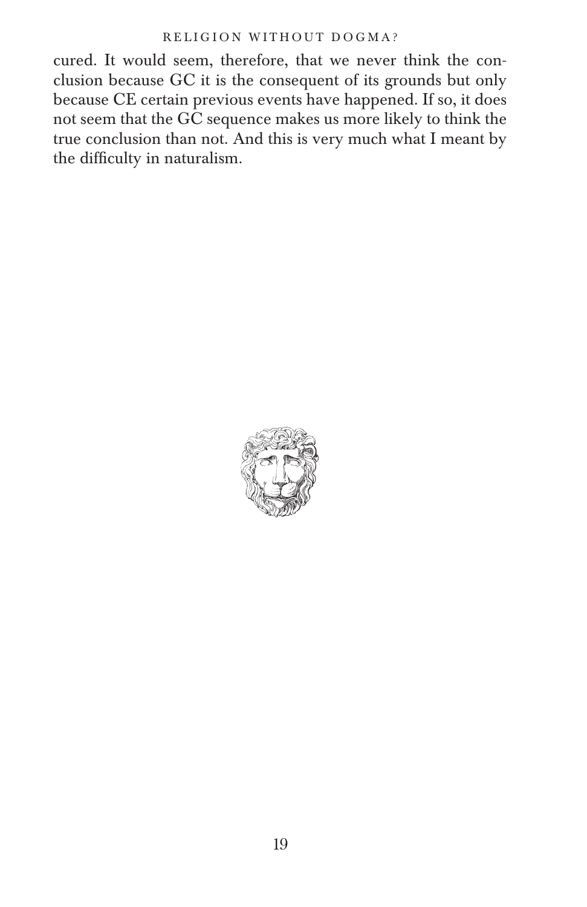cured. It would seem, therefore, that we never think the conclusion because GC it is the consequent of its grounds but only because CE certain previous events have happened. If so, it does not seem that the GC sequence makes us more likely to think the true conclusion than not. And this is very much what I meant by the difficulty in naturalism.